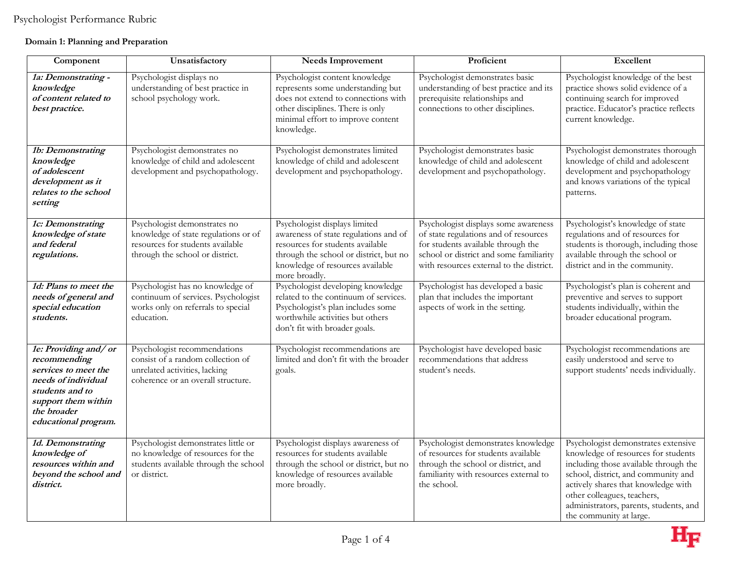Psychologist Performance Rubric

**Domain 1: Planning and Preparation**

| Component | Unsatisfactory | Needs Improvement | Proficient | Excellent |
|---|---|---|---|---|
| ***1a: Demonstrating - knowledge of content related to best practice.*** | Psychologist displays no understanding of best practice in school psychology work. | Psychologist content knowledge represents some understanding but does not extend to connections with other disciplines. There is only minimal effort to improve content knowledge. | Psychologist demonstrates basic understanding of best practice and its prerequisite relationships and connections to other disciplines. | Psychologist knowledge of the best practice shows solid evidence of a continuing search for improved practice. Educator's practice reflects current knowledge. |
| ***1b: Demonstrating knowledge of adolescent development as it relates to the school setting*** | Psychologist demonstrates no knowledge of child and adolescent development and psychopathology. | Psychologist demonstrates limited knowledge of child and adolescent development and psychopathology. | Psychologist demonstrates basic knowledge of child and adolescent development and psychopathology. | Psychologist demonstrates thorough knowledge of child and adolescent development and psychopathology and knows variations of the typical patterns. |
| ***1c: Demonstrating knowledge of state and federal regulations.*** | Psychologist demonstrates no knowledge of state regulations or of resources for students available through the school or district. | Psychologist displays limited awareness of state regulations and of resources for students available through the school or district, but no knowledge of resources available more broadly. | Psychologist displays some awareness of state regulations and of resources for students available through the school or district and some familiarity with resources external to the district. | Psychologist's knowledge of state regulations and of resources for students is thorough, including those available through the school or district and in the community. |
| ***1d: Plans to meet the needs of general and special education students.*** | Psychologist has no knowledge of continuum of services. Psychologist works only on referrals to special education. | Psychologist developing knowledge related to the continuum of services. Psychologist's plan includes some worthwhile activities but others don't fit with broader goals. | Psychologist has developed a basic plan that includes the important aspects of work in the setting. | Psychologist's plan is coherent and preventive and serves to support students individually, within the broader educational program. |
| ***1e: Providing and/ or recommending services to meet the needs of individual students and to support them within the broader educational program.*** | Psychologist recommendations consist of a random collection of unrelated activities, lacking coherence or an overall structure. | Psychologist recommendations are limited and don't fit with the broader goals. | Psychologist have developed basic recommendations that address student's needs. | Psychologist recommendations are easily understood and serve to support students' needs individually. |
| ***1d. Demonstrating knowledge of resources within and beyond the school and district.*** | Psychologist demonstrates little or no knowledge of resources for the students available through the school or district. | Psychologist displays awareness of resources for students available through the school or district, but no knowledge of resources available more broadly. | Psychologist demonstrates knowledge of resources for students available through the school or district, and familiarity with resources external to the school. | Psychologist demonstrates extensive knowledge of resources for students including those available through the school, district, and community and actively shares that knowledge with other colleagues, teachers, administrators, parents, students, and the community at large. |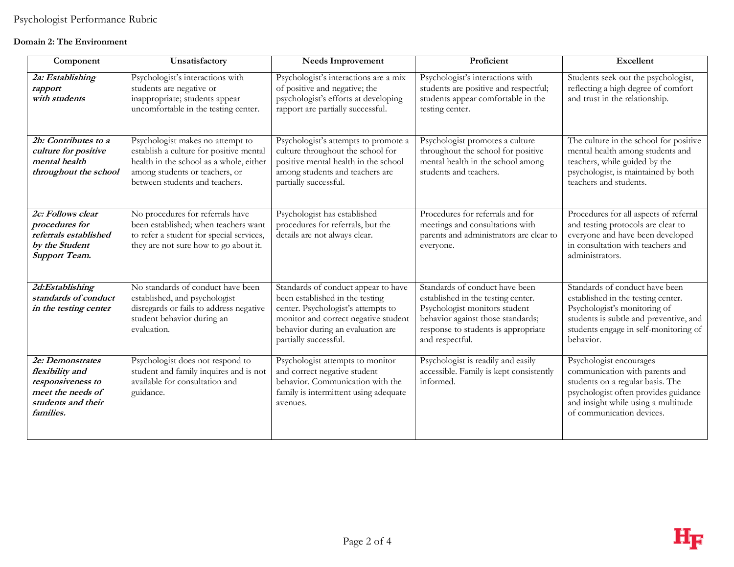Psychologist Performance Rubric

**Domain 2: The Environment**

| Component | Unsatisfactory | Needs Improvement | Proficient | Excellent |
|---|---|---|---|---|
| ***2a: Establishing rapport with students*** | Psychologist's interactions with students are negative or inappropriate; students appear uncomfortable in the testing center. | Psychologist's interactions are a mix of positive and negative; the psychologist's efforts at developing rapport are partially successful. | Psychologist's interactions with students are positive and respectful; students appear comfortable in the testing center. | Students seek out the psychologist, reflecting a high degree of comfort and trust in the relationship. |
| ***2b: Contributes to a culture for positive mental health throughout the school*** | Psychologist makes no attempt to establish a culture for positive mental health in the school as a whole, either among students or teachers, or between students and teachers. | Psychologist's attempts to promote a culture throughout the school for positive mental health in the school among students and teachers are partially successful. | Psychologist promotes a culture throughout the school for positive mental health in the school among students and teachers. | The culture in the school for positive mental health among students and teachers, while guided by the psychologist, is maintained by both teachers and students. |
| ***2c: Follows clear procedures for referrals established by the Student Support Team.*** | No procedures for referrals have been established; when teachers want to refer a student for special services, they are not sure how to go about it. | Psychologist has established procedures for referrals, but the details are not always clear. | Procedures for referrals and for meetings and consultations with parents and administrators are clear to everyone. | Procedures for all aspects of referral and testing protocols are clear to everyone and have been developed in consultation with teachers and administrators. |
| ***2d:Establishing standards of conduct in the testing center*** | No standards of conduct have been established, and psychologist disregards or fails to address negative student behavior during an evaluation. | Standards of conduct appear to have been established in the testing center. Psychologist's attempts to monitor and correct negative student behavior during an evaluation are partially successful. | Standards of conduct have been established in the testing center. Psychologist monitors student behavior against those standards; response to students is appropriate and respectful. | Standards of conduct have been established in the testing center. Psychologist's monitoring of students is subtle and preventive, and students engage in self-monitoring of behavior. |
| ***2e: Demonstrates flexibility and responsiveness to meet the needs of students and their families.*** | Psychologist does not respond to student and family inquires and is not available for consultation and guidance. | Psychologist attempts to monitor and correct negative student behavior. Communication with the family is intermittent using adequate avenues. | Psychologist is readily and easily accessible. Family is kept consistently informed. | Psychologist encourages communication with parents and students on a regular basis. The psychologist often provides guidance and insight while using a multitude of communication devices. |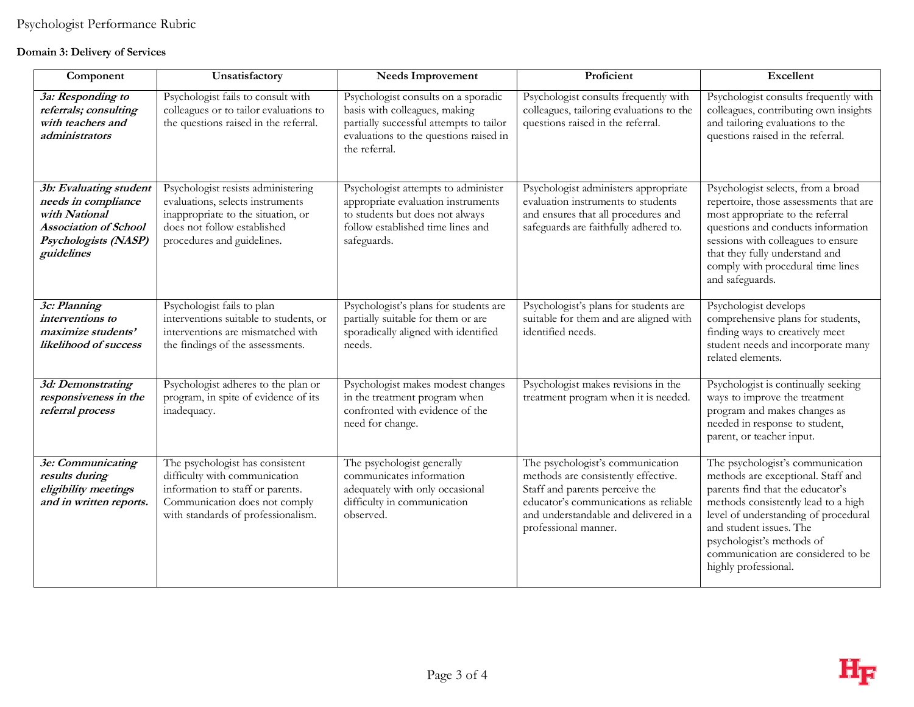Psychologist Performance Rubric

**Domain 3: Delivery of Services**

| Component | Unsatisfactory | Needs Improvement | Proficient | Excellent |
|---|---|---|---|---|
| ***3a: Responding to referrals; consulting with teachers and administrators*** | Psychologist fails to consult with colleagues or to tailor evaluations to the questions raised in the referral. | Psychologist consults on a sporadic basis with colleagues, making partially successful attempts to tailor evaluations to the questions raised in the referral. | Psychologist consults frequently with colleagues, tailoring evaluations to the questions raised in the referral. | Psychologist consults frequently with colleagues, contributing own insights and tailoring evaluations to the questions raised in the referral. |
| ***3b: Evaluating student needs in compliance with National Association of School Psychologists (NASP) guidelines*** | Psychologist resists administering evaluations, selects instruments inappropriate to the situation, or does not follow established procedures and guidelines. | Psychologist attempts to administer appropriate evaluation instruments to students but does not always follow established time lines and safeguards. | Psychologist administers appropriate evaluation instruments to students and ensures that all procedures and safeguards are faithfully adhered to. | Psychologist selects, from a broad repertoire, those assessments that are most appropriate to the referral questions and conducts information sessions with colleagues to ensure that they fully understand and comply with procedural time lines and safeguards. |
| ***3c: Planning interventions to maximize students' likelihood of success*** | Psychologist fails to plan interventions suitable to students, or interventions are mismatched with the findings of the assessments. | Psychologist's plans for students are partially suitable for them or are sporadically aligned with identified needs. | Psychologist's plans for students are suitable for them and are aligned with identified needs. | Psychologist develops comprehensive plans for students, finding ways to creatively meet student needs and incorporate many related elements. |
| ***3d: Demonstrating responsiveness in the referral process*** | Psychologist adheres to the plan or program, in spite of evidence of its inadequacy. | Psychologist makes modest changes in the treatment program when confronted with evidence of the need for change. | Psychologist makes revisions in the treatment program when it is needed. | Psychologist is continually seeking ways to improve the treatment program and makes changes as needed in response to student, parent, or teacher input. |
| ***3e: Communicating results during eligibility meetings and in written reports.*** | The psychologist has consistent difficulty with communication information to staff or parents. Communication does not comply with standards of professionalism. | The psychologist generally communicates information adequately with only occasional difficulty in communication observed. | The psychologist's communication methods are consistently effective. Staff and parents perceive the educator's communications as reliable and understandable and delivered in a professional manner. | The psychologist's communication methods are exceptional. Staff and parents find that the educator's methods consistently lead to a high level of understanding of procedural and student issues. The psychologist's methods of communication are considered to be highly professional. |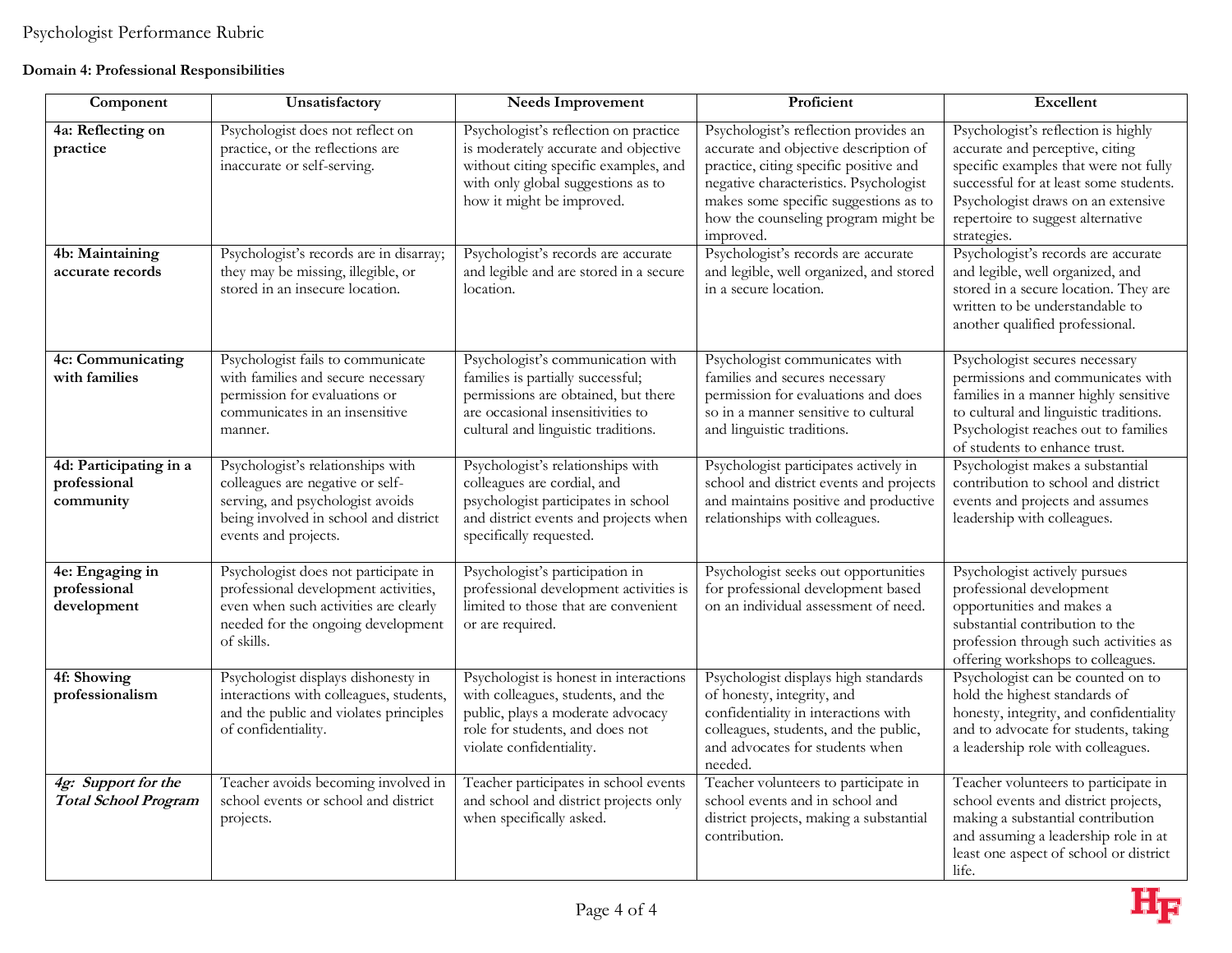Psychologist Performance Rubric

**Domain 4: Professional Responsibilities**

| Component | Unsatisfactory | Needs Improvement | Proficient | Excellent |
|---|---|---|---|---|
| **4a: Reflecting on practice** | Psychologist does not reflect on practice, or the reflections are inaccurate or self-serving. | Psychologist's reflection on practice is moderately accurate and objective without citing specific examples, and with only global suggestions as to how it might be improved. | Psychologist's reflection provides an accurate and objective description of practice, citing specific positive and negative characteristics. Psychologist makes some specific suggestions as to how the counseling program might be improved. | Psychologist's reflection is highly accurate and perceptive, citing specific examples that were not fully successful for at least some students. Psychologist draws on an extensive repertoire to suggest alternative strategies. |
| **4b: Maintaining accurate records** | Psychologist's records are in disarray; they may be missing, illegible, or stored in an insecure location. | Psychologist's records are accurate and legible and are stored in a secure location. | Psychologist's records are accurate and legible, well organized, and stored in a secure location. | Psychologist's records are accurate and legible, well organized, and stored in a secure location. They are written to be understandable to another qualified professional. |
| **4c: Communicating with families** | Psychologist fails to communicate with families and secure necessary permission for evaluations or communicates in an insensitive manner. | Psychologist's communication with families is partially successful; permissions are obtained, but there are occasional insensitivities to cultural and linguistic traditions. | Psychologist communicates with families and secures necessary permission for evaluations and does so in a manner sensitive to cultural and linguistic traditions. | Psychologist secures necessary permissions and communicates with families in a manner highly sensitive to cultural and linguistic traditions. Psychologist reaches out to families of students to enhance trust. |
| **4d: Participating in a professional community** | Psychologist's relationships with colleagues are negative or self-serving, and psychologist avoids being involved in school and district events and projects. | Psychologist's relationships with colleagues are cordial, and psychologist participates in school and district events and projects when specifically requested. | Psychologist participates actively in school and district events and projects and maintains positive and productive relationships with colleagues. | Psychologist makes a substantial contribution to school and district events and projects and assumes leadership with colleagues. |
| **4e: Engaging in professional development** | Psychologist does not participate in professional development activities, even when such activities are clearly needed for the ongoing development of skills. | Psychologist's participation in professional development activities is limited to those that are convenient or are required. | Psychologist seeks out opportunities for professional development based on an individual assessment of need. | Psychologist actively pursues professional development opportunities and makes a substantial contribution to the profession through such activities as offering workshops to colleagues. |
| **4f: Showing professionalism** | Psychologist displays dishonesty in interactions with colleagues, students, and the public and violates principles of confidentiality. | Psychologist is honest in interactions with colleagues, students, and the public, plays a moderate advocacy role for students, and does not violate confidentiality. | Psychologist displays high standards of honesty, integrity, and confidentiality in interactions with colleagues, students, and the public, and advocates for students when needed. | Psychologist can be counted on to hold the highest standards of honesty, integrity, and confidentiality and to advocate for students, taking a leadership role with colleagues. |
| ***4g: Support for the Total School Program*** | Teacher avoids becoming involved in school events or school and district projects. | Teacher participates in school events and school and district projects only when specifically asked. | Teacher volunteers to participate in school events and in school and district projects, making a substantial contribution. | Teacher volunteers to participate in school events and district projects, making a substantial contribution and assuming a leadership role in at least one aspect of school or district life. |